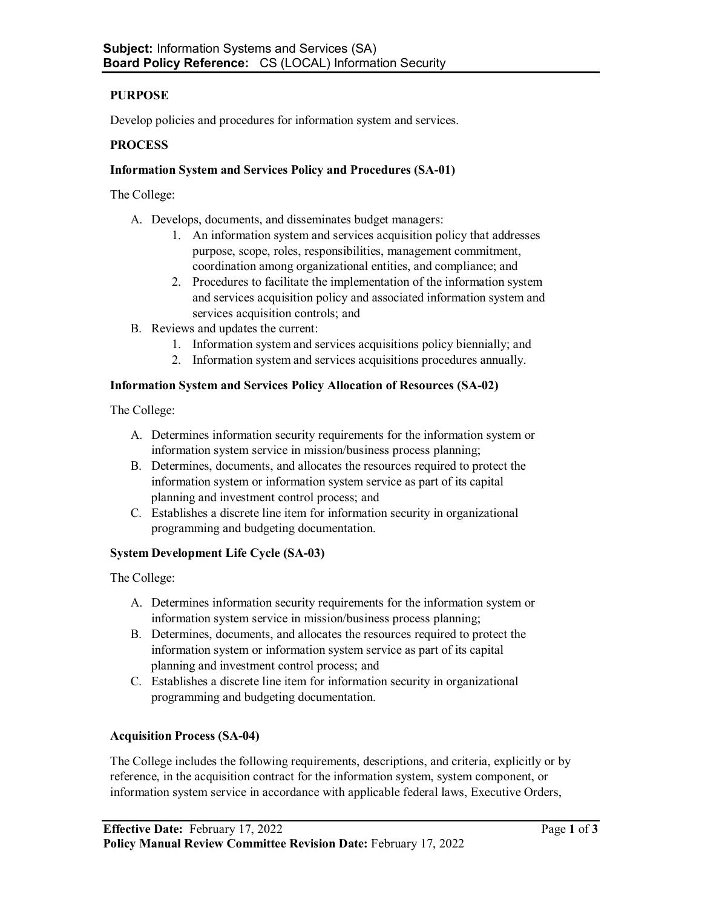**Subject:** Information Systems and Services (SA)
**Board Policy Reference:** CS (LOCAL) Information Security

**PURPOSE**

Develop policies and procedures for information system and services.

**PROCESS**

**Information System and Services Policy and Procedures (SA-01)**

The College:

A. Develops, documents, and disseminates budget managers:
   1. An information system and services acquisition policy that addresses purpose, scope, roles, responsibilities, management commitment, coordination among organizational entities, and compliance; and
   2. Procedures to facilitate the implementation of the information system and services acquisition policy and associated information system and services acquisition controls; and
B. Reviews and updates the current:
   1. Information system and services acquisitions policy biennially; and
   2. Information system and services acquisitions procedures annually.

**Information System and Services Policy Allocation of Resources (SA-02)**

The College:

A. Determines information security requirements for the information system or information system service in mission/business process planning;
B. Determines, documents, and allocates the resources required to protect the information system or information system service as part of its capital planning and investment control process; and
C. Establishes a discrete line item for information security in organizational programming and budgeting documentation.

**System Development Life Cycle (SA-03)**

The College:

A. Determines information security requirements for the information system or information system service in mission/business process planning;
B. Determines, documents, and allocates the resources required to protect the information system or information system service as part of its capital planning and investment control process; and
C. Establishes a discrete line item for information security in organizational programming and budgeting documentation.

**Acquisition Process (SA-04)**

The College includes the following requirements, descriptions, and criteria, explicitly or by reference, in the acquisition contract for the information system, system component, or information system service in accordance with applicable federal laws, Executive Orders,

**Effective Date:** February 17, 2022
**Policy Manual Review Committee Revision Date:** February 17, 2022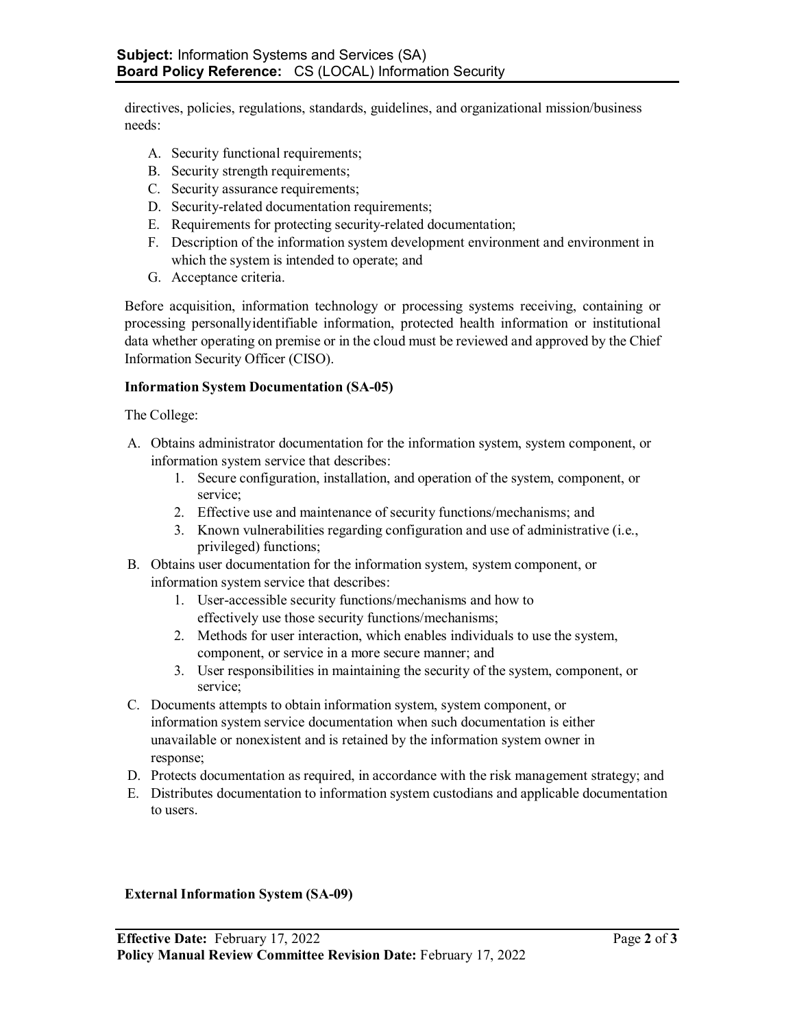directives, policies, regulations, standards, guidelines, and organizational mission/business needs:

A. Security functional requirements;
B. Security strength requirements;
C. Security assurance requirements;
D. Security-related documentation requirements;
E. Requirements for protecting security-related documentation;
F. Description of the information system development environment and environment in which the system is intended to operate; and
G. Acceptance criteria.

Before acquisition, information technology or processing systems receiving, containing or processing personallyidentifiable information, protected health information or institutional data whether operating on premise or in the cloud must be reviewed and approved by the Chief Information Security Officer (CISO).

**Information System Documentation (SA-05)**

The College:

A. Obtains administrator documentation for the information system, system component, or information system service that describes:
   1. Secure configuration, installation, and operation of the system, component, or service;
   2. Effective use and maintenance of security functions/mechanisms; and
   3. Known vulnerabilities regarding configuration and use of administrative (i.e., privileged) functions;
B. Obtains user documentation for the information system, system component, or information system service that describes:
   1. User-accessible security functions/mechanisms and how to effectively use those security functions/mechanisms;
   2. Methods for user interaction, which enables individuals to use the system, component, or service in a more secure manner; and
   3. User responsibilities in maintaining the security of the system, component, or service;
C. Documents attempts to obtain information system, system component, or information system service documentation when such documentation is either unavailable or nonexistent and is retained by the information system owner in response;
D. Protects documentation as required, in accordance with the risk management strategy; and
E. Distributes documentation to information system custodians and applicable documentation to users.

**External Information System (SA-09)**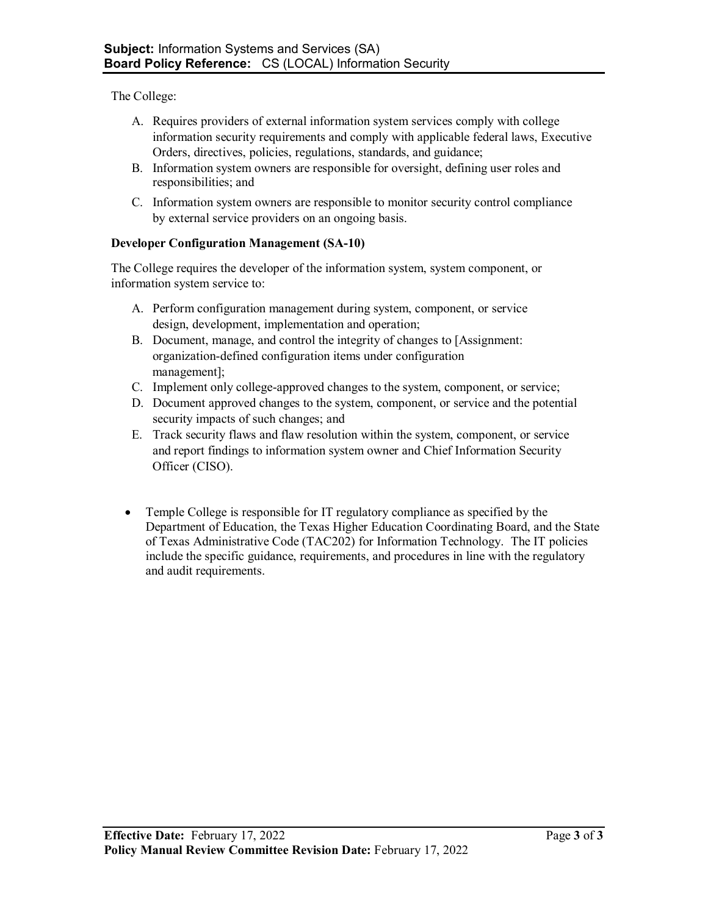The College:

A. Requires providers of external information system services comply with college information security requirements and comply with applicable federal laws, Executive Orders, directives, policies, regulations, standards, and guidance;
B. Information system owners are responsible for oversight, defining user roles and responsibilities; and
C. Information system owners are responsible to monitor security control compliance by external service providers on an ongoing basis.

**Developer Configuration Management (SA-10)**

The College requires the developer of the information system, system component, or information system service to:

A. Perform configuration management during system, component, or service design, development, implementation and operation;
B. Document, manage, and control the integrity of changes to [Assignment: organization-defined configuration items under configuration management];
C. Implement only college-approved changes to the system, component, or service;
D. Document approved changes to the system, component, or service and the potential security impacts of such changes; and
E. Track security flaws and flaw resolution within the system, component, or service and report findings to information system owner and Chief Information Security Officer (CISO).

- Temple College is responsible for IT regulatory compliance as specified by the Department of Education, the Texas Higher Education Coordinating Board, and the State of Texas Administrative Code (TAC202) for Information Technology. The IT policies include the specific guidance, requirements, and procedures in line with the regulatory and audit requirements.

**Effective Date:** February 17, 2022
**Policy Manual Review Committee Revision Date:** February 17, 2022